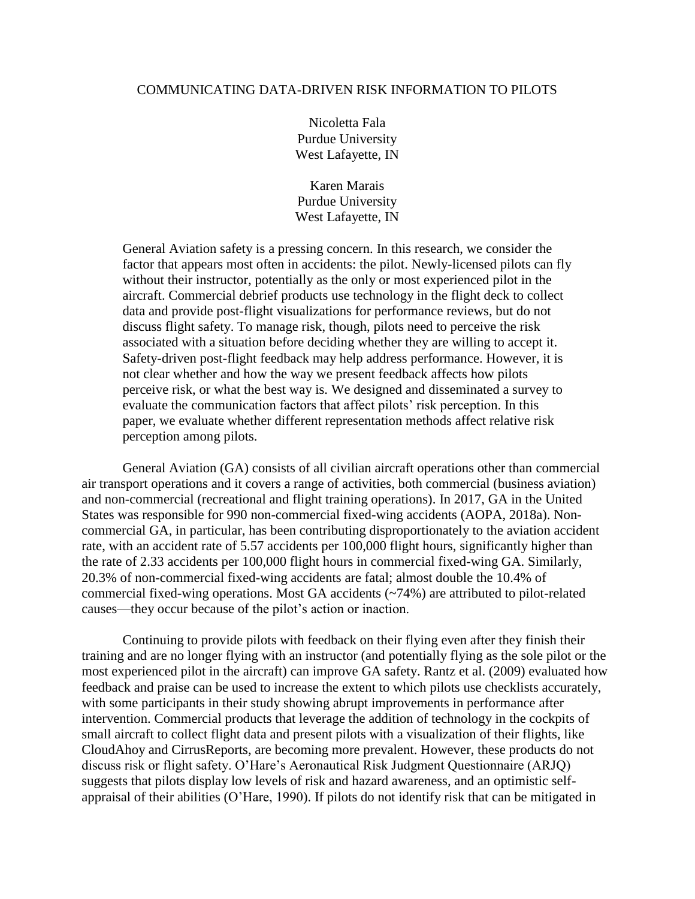# COMMUNICATING DATA-DRIVEN RISK INFORMATION TO PILOTS

Nicoletta Fala
Purdue University
West Lafayette, IN

Karen Marais
Purdue University
West Lafayette, IN

General Aviation safety is a pressing concern. In this research, we consider the factor that appears most often in accidents: the pilot. Newly-licensed pilots can fly without their instructor, potentially as the only or most experienced pilot in the aircraft. Commercial debrief products use technology in the flight deck to collect data and provide post-flight visualizations for performance reviews, but do not discuss flight safety. To manage risk, though, pilots need to perceive the risk associated with a situation before deciding whether they are willing to accept it. Safety-driven post-flight feedback may help address performance. However, it is not clear whether and how the way we present feedback affects how pilots perceive risk, or what the best way is. We designed and disseminated a survey to evaluate the communication factors that affect pilots' risk perception. In this paper, we evaluate whether different representation methods affect relative risk perception among pilots.

General Aviation (GA) consists of all civilian aircraft operations other than commercial air transport operations and it covers a range of activities, both commercial (business aviation) and non-commercial (recreational and flight training operations). In 2017, GA in the United States was responsible for 990 non-commercial fixed-wing accidents (AOPA, 2018a). Non-commercial GA, in particular, has been contributing disproportionately to the aviation accident rate, with an accident rate of 5.57 accidents per 100,000 flight hours, significantly higher than the rate of 2.33 accidents per 100,000 flight hours in commercial fixed-wing GA. Similarly, 20.3% of non-commercial fixed-wing accidents are fatal; almost double the 10.4% of commercial fixed-wing operations. Most GA accidents (~74%) are attributed to pilot-related causes—they occur because of the pilot's action or inaction.

Continuing to provide pilots with feedback on their flying even after they finish their training and are no longer flying with an instructor (and potentially flying as the sole pilot or the most experienced pilot in the aircraft) can improve GA safety. Rantz et al. (2009) evaluated how feedback and praise can be used to increase the extent to which pilots use checklists accurately, with some participants in their study showing abrupt improvements in performance after intervention. Commercial products that leverage the addition of technology in the cockpits of small aircraft to collect flight data and present pilots with a visualization of their flights, like CloudAhoy and CirrusReports, are becoming more prevalent. However, these products do not discuss risk or flight safety. O'Hare's Aeronautical Risk Judgment Questionnaire (ARJQ) suggests that pilots display low levels of risk and hazard awareness, and an optimistic self-appraisal of their abilities (O'Hare, 1990). If pilots do not identify risk that can be mitigated in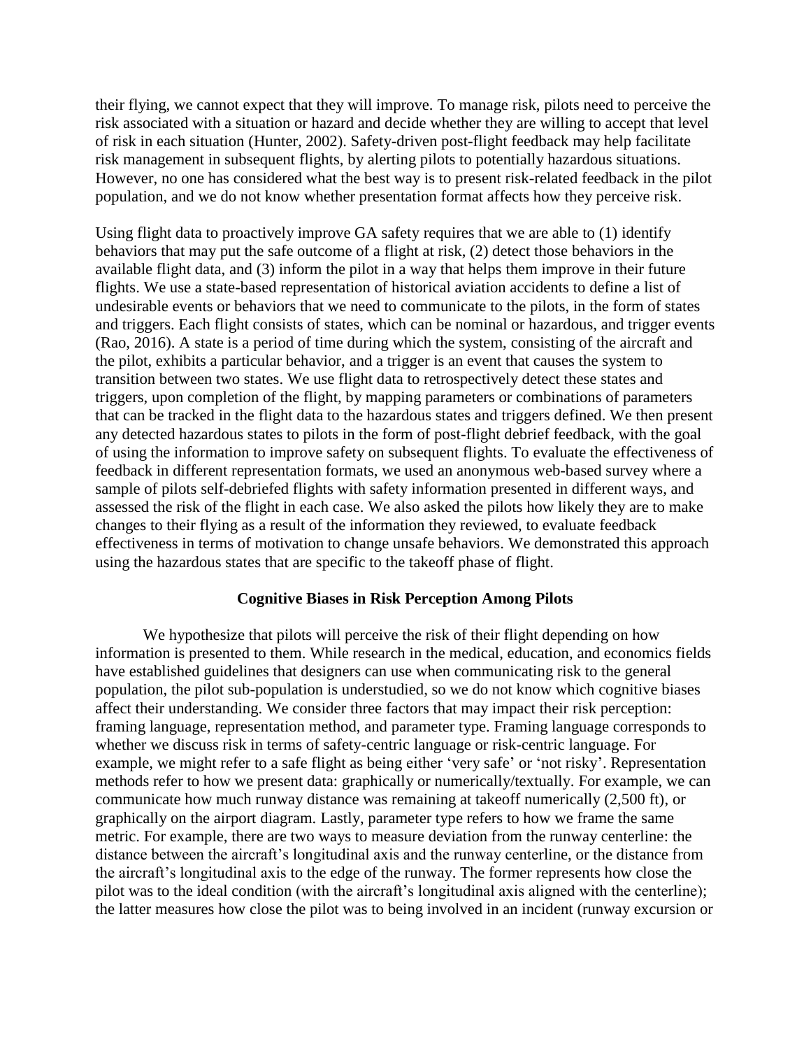their flying, we cannot expect that they will improve. To manage risk, pilots need to perceive the risk associated with a situation or hazard and decide whether they are willing to accept that level of risk in each situation (Hunter, 2002). Safety-driven post-flight feedback may help facilitate risk management in subsequent flights, by alerting pilots to potentially hazardous situations. However, no one has considered what the best way is to present risk-related feedback in the pilot population, and we do not know whether presentation format affects how they perceive risk.

Using flight data to proactively improve GA safety requires that we are able to (1) identify behaviors that may put the safe outcome of a flight at risk, (2) detect those behaviors in the available flight data, and (3) inform the pilot in a way that helps them improve in their future flights. We use a state-based representation of historical aviation accidents to define a list of undesirable events or behaviors that we need to communicate to the pilots, in the form of states and triggers. Each flight consists of states, which can be nominal or hazardous, and trigger events (Rao, 2016). A state is a period of time during which the system, consisting of the aircraft and the pilot, exhibits a particular behavior, and a trigger is an event that causes the system to transition between two states. We use flight data to retrospectively detect these states and triggers, upon completion of the flight, by mapping parameters or combinations of parameters that can be tracked in the flight data to the hazardous states and triggers defined. We then present any detected hazardous states to pilots in the form of post-flight debrief feedback, with the goal of using the information to improve safety on subsequent flights. To evaluate the effectiveness of feedback in different representation formats, we used an anonymous web-based survey where a sample of pilots self-debriefed flights with safety information presented in different ways, and assessed the risk of the flight in each case. We also asked the pilots how likely they are to make changes to their flying as a result of the information they reviewed, to evaluate feedback effectiveness in terms of motivation to change unsafe behaviors. We demonstrated this approach using the hazardous states that are specific to the takeoff phase of flight.

## Cognitive Biases in Risk Perception Among Pilots

We hypothesize that pilots will perceive the risk of their flight depending on how information is presented to them. While research in the medical, education, and economics fields have established guidelines that designers can use when communicating risk to the general population, the pilot sub-population is understudied, so we do not know which cognitive biases affect their understanding. We consider three factors that may impact their risk perception: framing language, representation method, and parameter type. Framing language corresponds to whether we discuss risk in terms of safety-centric language or risk-centric language. For example, we might refer to a safe flight as being either 'very safe' or 'not risky'. Representation methods refer to how we present data: graphically or numerically/textually. For example, we can communicate how much runway distance was remaining at takeoff numerically (2,500 ft), or graphically on the airport diagram. Lastly, parameter type refers to how we frame the same metric. For example, there are two ways to measure deviation from the runway centerline: the distance between the aircraft's longitudinal axis and the runway centerline, or the distance from the aircraft's longitudinal axis to the edge of the runway. The former represents how close the pilot was to the ideal condition (with the aircraft's longitudinal axis aligned with the centerline); the latter measures how close the pilot was to being involved in an incident (runway excursion or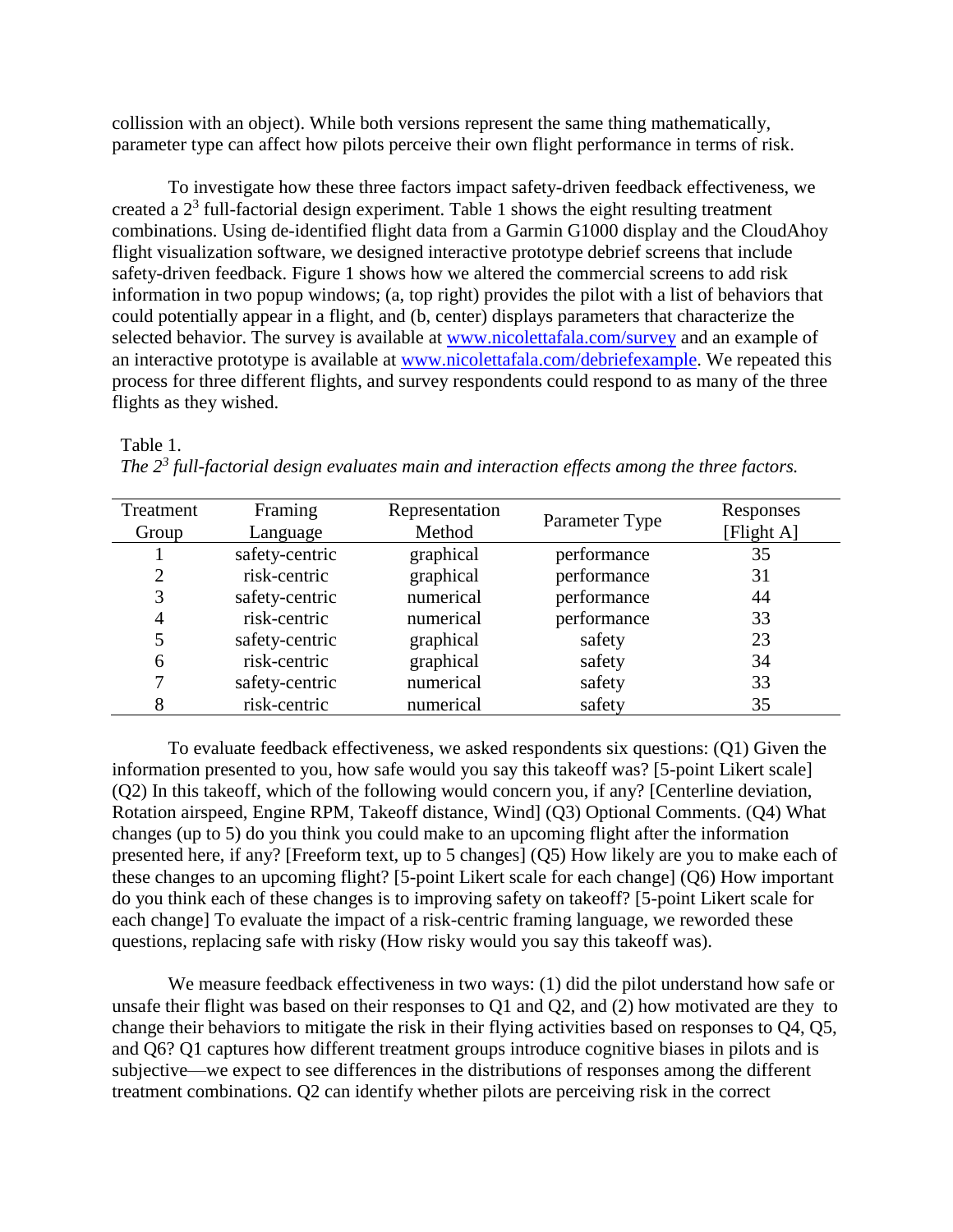collission with an object). While both versions represent the same thing mathematically, parameter type can affect how pilots perceive their own flight performance in terms of risk.

To investigate how these three factors impact safety-driven feedback effectiveness, we created a $2^3$ full-factorial design experiment. Table 1 shows the eight resulting treatment combinations. Using de-identified flight data from a Garmin G1000 display and the CloudAhoy flight visualization software, we designed interactive prototype debrief screens that include safety-driven feedback. Figure 1 shows how we altered the commercial screens to add risk information in two popup windows; (a, top right) provides the pilot with a list of behaviors that could potentially appear in a flight, and (b, center) displays parameters that characterize the selected behavior. The survey is available at www.nicolettafala.com/survey and an example of an interactive prototype is available at www.nicolettafala.com/debriefexample. We repeated this process for three different flights, and survey respondents could respond to as many of the three flights as they wished.

Table 1.
*The $2^3$ full-factorial design evaluates main and interaction effects among the three factors.*

| Treatment Group | Framing Language | Representation Method | Parameter Type | Responses [Flight A] |
|---|---|---|---|---|
| 1 | safety-centric | graphical | performance | 35 |
| 2 | risk-centric | graphical | performance | 31 |
| 3 | safety-centric | numerical | performance | 44 |
| 4 | risk-centric | numerical | performance | 33 |
| 5 | safety-centric | graphical | safety | 23 |
| 6 | risk-centric | graphical | safety | 34 |
| 7 | safety-centric | numerical | safety | 33 |
| 8 | risk-centric | numerical | safety | 35 |

To evaluate feedback effectiveness, we asked respondents six questions: (Q1) Given the information presented to you, how safe would you say this takeoff was? [5-point Likert scale] (Q2) In this takeoff, which of the following would concern you, if any? [Centerline deviation, Rotation airspeed, Engine RPM, Takeoff distance, Wind] (Q3) Optional Comments. (Q4) What changes (up to 5) do you think you could make to an upcoming flight after the information presented here, if any? [Freeform text, up to 5 changes] (Q5) How likely are you to make each of these changes to an upcoming flight? [5-point Likert scale for each change] (Q6) How important do you think each of these changes is to improving safety on takeoff? [5-point Likert scale for each change] To evaluate the impact of a risk-centric framing language, we reworded these questions, replacing safe with risky (How risky would you say this takeoff was).

We measure feedback effectiveness in two ways: (1) did the pilot understand how safe or unsafe their flight was based on their responses to Q1 and Q2, and (2) how motivated are they to change their behaviors to mitigate the risk in their flying activities based on responses to Q4, Q5, and Q6? Q1 captures how different treatment groups introduce cognitive biases in pilots and is subjective—we expect to see differences in the distributions of responses among the different treatment combinations. Q2 can identify whether pilots are perceiving risk in the correct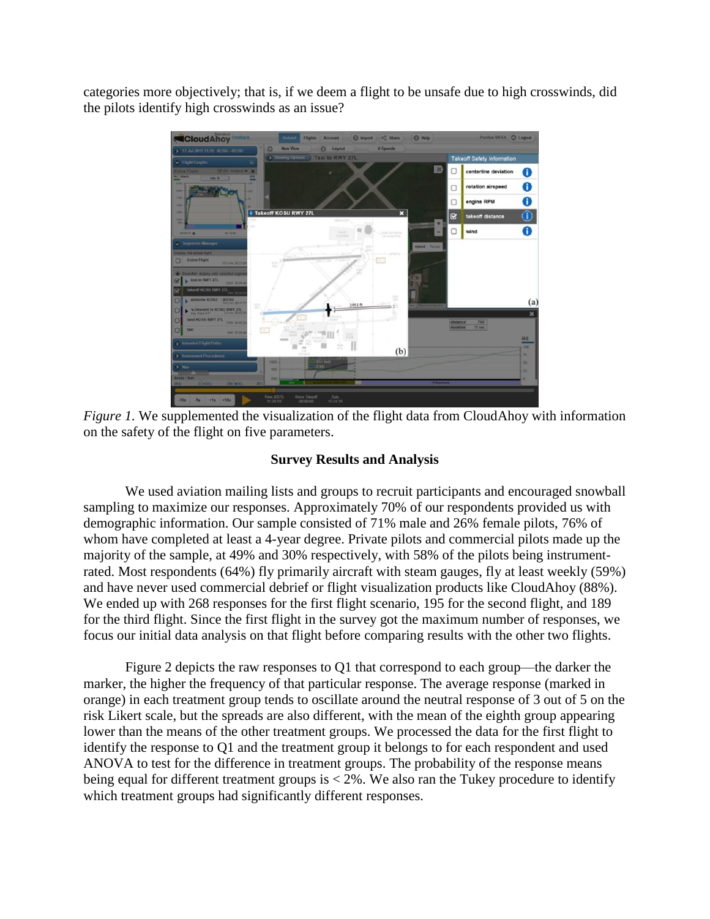categories more objectively; that is, if we deem a flight to be unsafe due to high crosswinds, did the pilots identify high crosswinds as an issue?

*Figure 1.* We supplemented the visualization of the flight data from CloudAhoy with information on the safety of the flight on five parameters.

## Survey Results and Analysis

We used aviation mailing lists and groups to recruit participants and encouraged snowball sampling to maximize our responses. Approximately 70% of our respondents provided us with demographic information. Our sample consisted of 71% male and 26% female pilots, 76% of whom have completed at least a 4-year degree. Private pilots and commercial pilots made up the majority of the sample, at 49% and 30% respectively, with 58% of the pilots being instrument-rated. Most respondents (64%) fly primarily aircraft with steam gauges, fly at least weekly (59%) and have never used commercial debrief or flight visualization products like CloudAhoy (88%). We ended up with 268 responses for the first flight scenario, 195 for the second flight, and 189 for the third flight. Since the first flight in the survey got the maximum number of responses, we focus our initial data analysis on that flight before comparing results with the other two flights.

Figure 2 depicts the raw responses to Q1 that correspond to each group—the darker the marker, the higher the frequency of that particular response. The average response (marked in orange) in each treatment group tends to oscillate around the neutral response of 3 out of 5 on the risk Likert scale, but the spreads are also different, with the mean of the eighth group appearing lower than the means of the other treatment groups. We processed the data for the first flight to identify the response to Q1 and the treatment group it belongs to for each respondent and used ANOVA to test for the difference in treatment groups. The probability of the response means being equal for different treatment groups is < 2%. We also ran the Tukey procedure to identify which treatment groups had significantly different responses.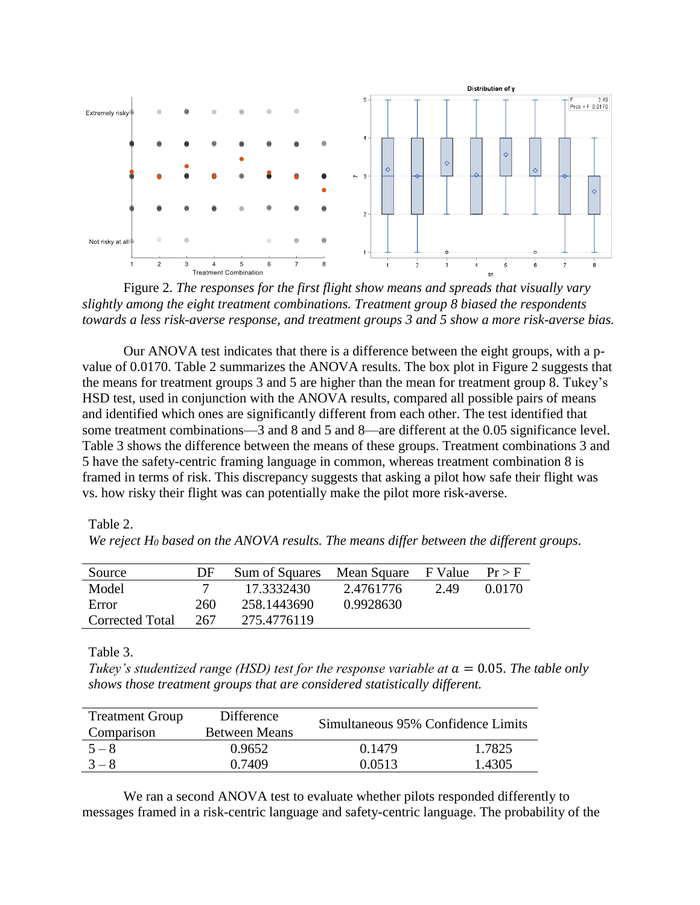Figure 2. *The responses for the first flight show means and spreads that visually vary slightly among the eight treatment combinations. Treatment group 8 biased the respondents towards a less risk-averse response, and treatment groups 3 and 5 show a more risk-averse bias.*

Our ANOVA test indicates that there is a difference between the eight groups, with a p-value of 0.0170. Table 2 summarizes the ANOVA results. The box plot in Figure 2 suggests that the means for treatment groups 3 and 5 are higher than the mean for treatment group 8. Tukey's HSD test, used in conjunction with the ANOVA results, compared all possible pairs of means and identified which ones are significantly different from each other. The test identified that some treatment combinations—3 and 8 and 5 and 8—are different at the 0.05 significance level. Table 3 shows the difference between the means of these groups. Treatment combinations 3 and 5 have the safety-centric framing language in common, whereas treatment combination 8 is framed in terms of risk. This discrepancy suggests that asking a pilot how safe their flight was vs. how risky their flight was can potentially make the pilot more risk-averse.

Table 2.
*We reject $H_0$ based on the ANOVA results. The means differ between the different groups.*

| Source | DF | Sum of Squares | Mean Square | F Value | Pr > F |
|---|---|---|---|---|---|
| Model | 7 | 17.3332430 | 2.4761776 | 2.49 | 0.0170 |
| Error | 260 | 258.1443690 | 0.9928630 | | |
| Corrected Total | 267 | 275.4776119 | | | |

Table 3.
*Tukey's studentized range (HSD) test for the response variable at $\alpha = 0.05$. The table only shows those treatment groups that are considered statistically different.*

| Treatment Group Comparison | Difference Between Means | Simultaneous 95% Confidence Limits | |
|---|---|---|---|
| 5 – 8 | 0.9652 | 0.1479 | 1.7825 |
| 3 – 8 | 0.7409 | 0.0513 | 1.4305 |

We ran a second ANOVA test to evaluate whether pilots responded differently to messages framed in a risk-centric language and safety-centric language. The probability of the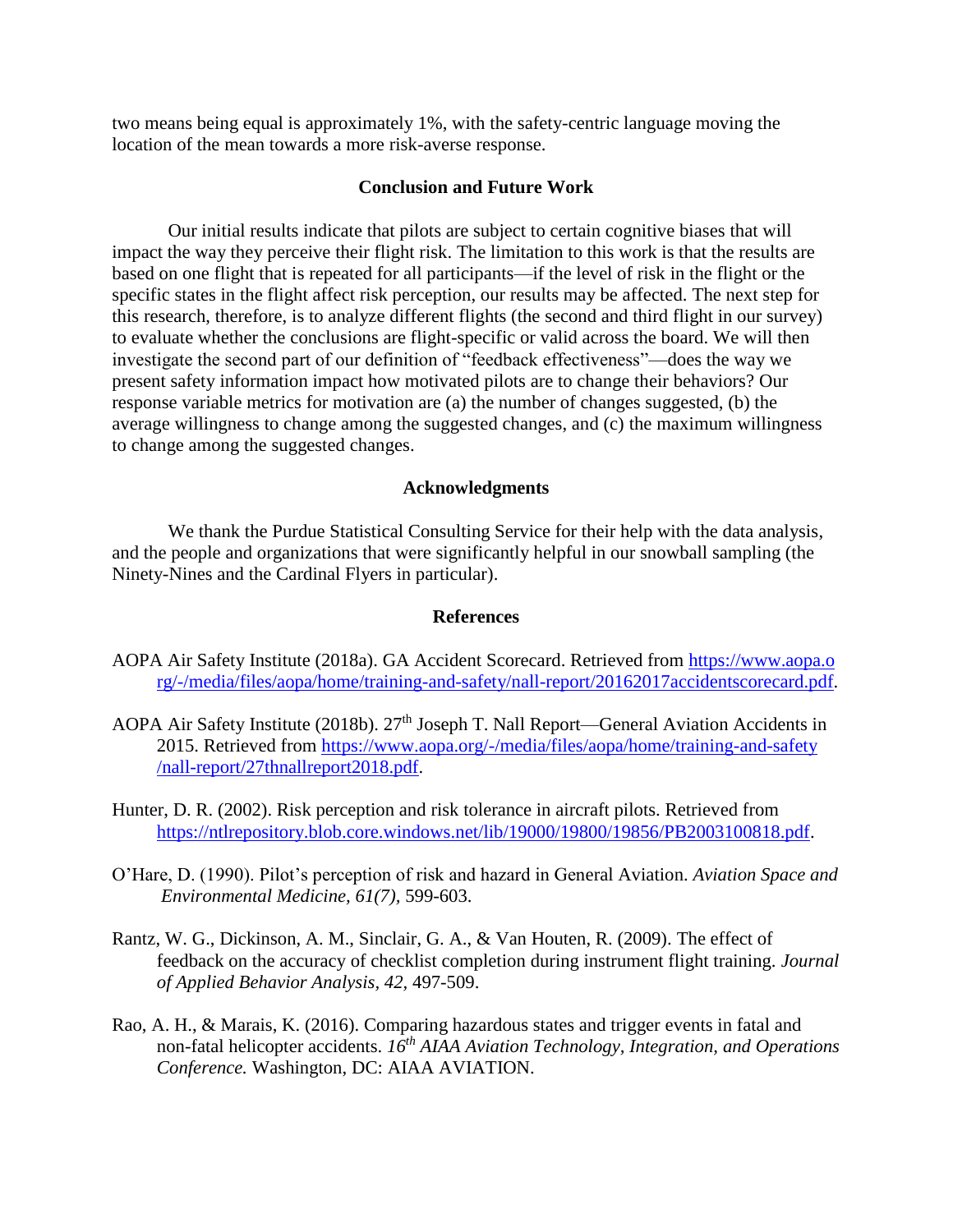two means being equal is approximately 1%, with the safety-centric language moving the location of the mean towards a more risk-averse response.

## Conclusion and Future Work

Our initial results indicate that pilots are subject to certain cognitive biases that will impact the way they perceive their flight risk. The limitation to this work is that the results are based on one flight that is repeated for all participants—if the level of risk in the flight or the specific states in the flight affect risk perception, our results may be affected. The next step for this research, therefore, is to analyze different flights (the second and third flight in our survey) to evaluate whether the conclusions are flight-specific or valid across the board. We will then investigate the second part of our definition of "feedback effectiveness"—does the way we present safety information impact how motivated pilots are to change their behaviors? Our response variable metrics for motivation are (a) the number of changes suggested, (b) the average willingness to change among the suggested changes, and (c) the maximum willingness to change among the suggested changes.

## Acknowledgments

We thank the Purdue Statistical Consulting Service for their help with the data analysis, and the people and organizations that were significantly helpful in our snowball sampling (the Ninety-Nines and the Cardinal Flyers in particular).

## References

AOPA Air Safety Institute (2018a). GA Accident Scorecard. Retrieved from https://www.aopa.org/-/media/files/aopa/home/training-and-safety/nall-report/20162017accidentscorecard.pdf.

AOPA Air Safety Institute (2018b). 27th Joseph T. Nall Report—General Aviation Accidents in 2015. Retrieved from https://www.aopa.org/-/media/files/aopa/home/training-and-safety/nall-report/27thnallreport2018.pdf.

Hunter, D. R. (2002). Risk perception and risk tolerance in aircraft pilots. Retrieved from https://ntlrepository.blob.core.windows.net/lib/19000/19800/19856/PB2003100818.pdf.

O'Hare, D. (1990). Pilot's perception of risk and hazard in General Aviation. *Aviation Space and Environmental Medicine*, *61(7)*, 599-603.

Rantz, W. G., Dickinson, A. M., Sinclair, G. A., & Van Houten, R. (2009). The effect of feedback on the accuracy of checklist completion during instrument flight training. *Journal of Applied Behavior Analysis*, *42*, 497-509.

Rao, A. H., & Marais, K. (2016). Comparing hazardous states and trigger events in fatal and non-fatal helicopter accidents. *16th AIAA Aviation Technology, Integration, and Operations Conference.* Washington, DC: AIAA AVIATION.